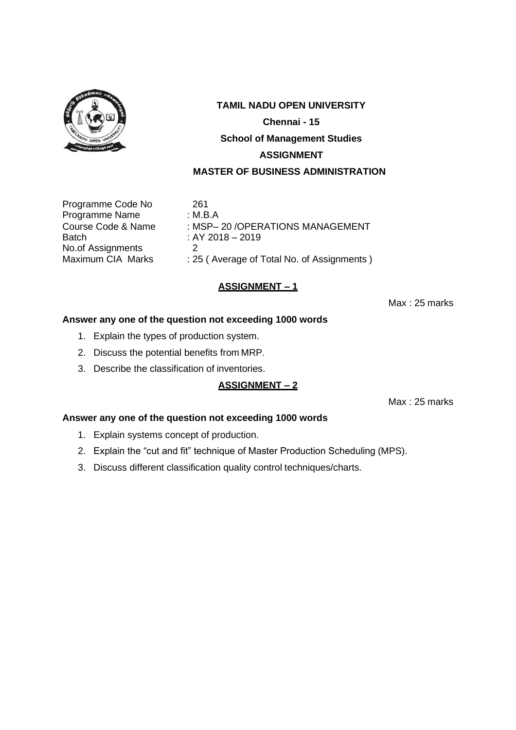# TAMIL NADU OPEN UNIVERSITY

**Chennai - 15**

**School of Management Studies**

**ASSIGNMENT**

**MASTER OF BUSINESS ADMINISTRATION**

| | |
|---|---|
| Programme Code No | 261 |
| Programme Name | : M.B.A |
| Course Code & Name | : MSP– 20 /OPERATIONS MANAGEMENT |
| Batch | : AY 2018 – 2019 |
| No.of Assignments | 2 |
| Maximum CIA Marks | : 25 ( Average of Total No. of Assignments ) |

## ASSIGNMENT – 1

Max : 25 marks

**Answer any one of the question not exceeding 1000 words**

1. Explain the types of production system.
2. Discuss the potential benefits from MRP.
3. Describe the classification of inventories.

## ASSIGNMENT – 2

Max : 25 marks

**Answer any one of the question not exceeding 1000 words**

1. Explain systems concept of production.
2. Explain the "cut and fit" technique of Master Production Scheduling (MPS).
3. Discuss different classification quality control techniques/charts.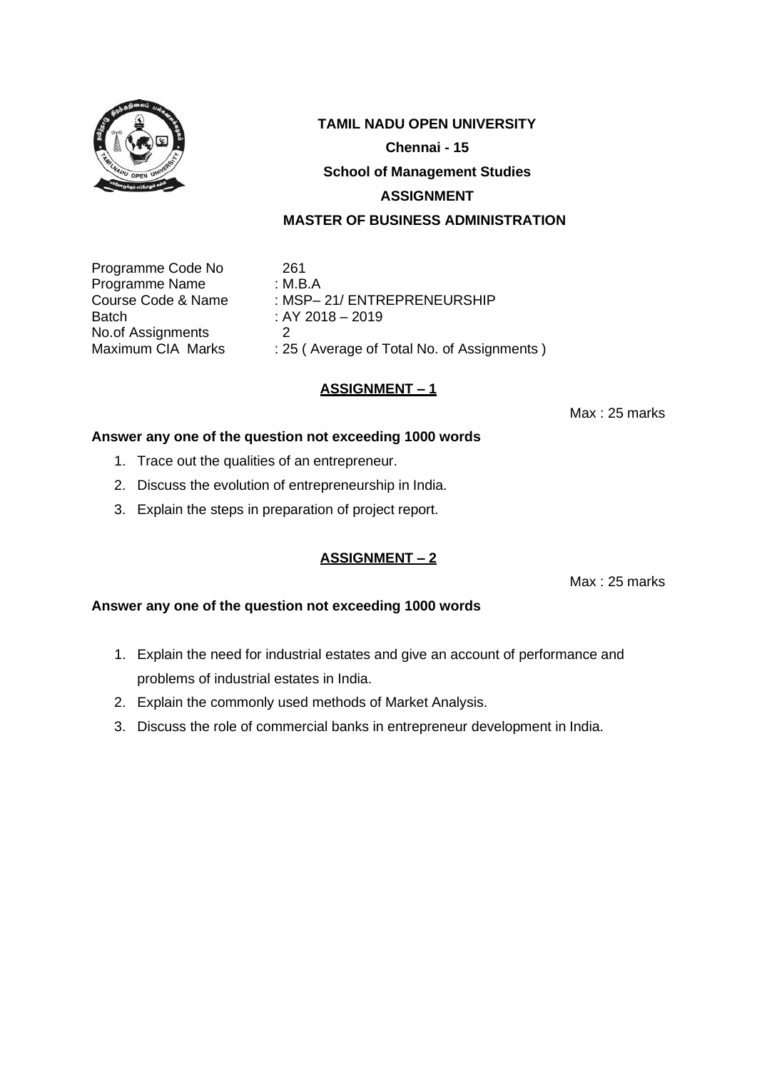**TAMIL NADU OPEN UNIVERSITY**

**Chennai - 15**

**School of Management Studies**

**ASSIGNMENT**

**MASTER OF BUSINESS ADMINISTRATION**

Programme Code No 261
Programme Name : M.B.A
Course Code & Name : MSP– 21/ ENTREPRENEURSHIP
Batch : AY 2018 – 2019
No.of Assignments 2
Maximum CIA Marks : 25 ( Average of Total No. of Assignments )

## ASSIGNMENT – 1

Max : 25 marks

**Answer any one of the question not exceeding 1000 words**

1. Trace out the qualities of an entrepreneur.
2. Discuss the evolution of entrepreneurship in India.
3. Explain the steps in preparation of project report.

## ASSIGNMENT – 2

Max : 25 marks

**Answer any one of the question not exceeding 1000 words**

1. Explain the need for industrial estates and give an account of performance and problems of industrial estates in India.
2. Explain the commonly used methods of Market Analysis.
3. Discuss the role of commercial banks in entrepreneur development in India.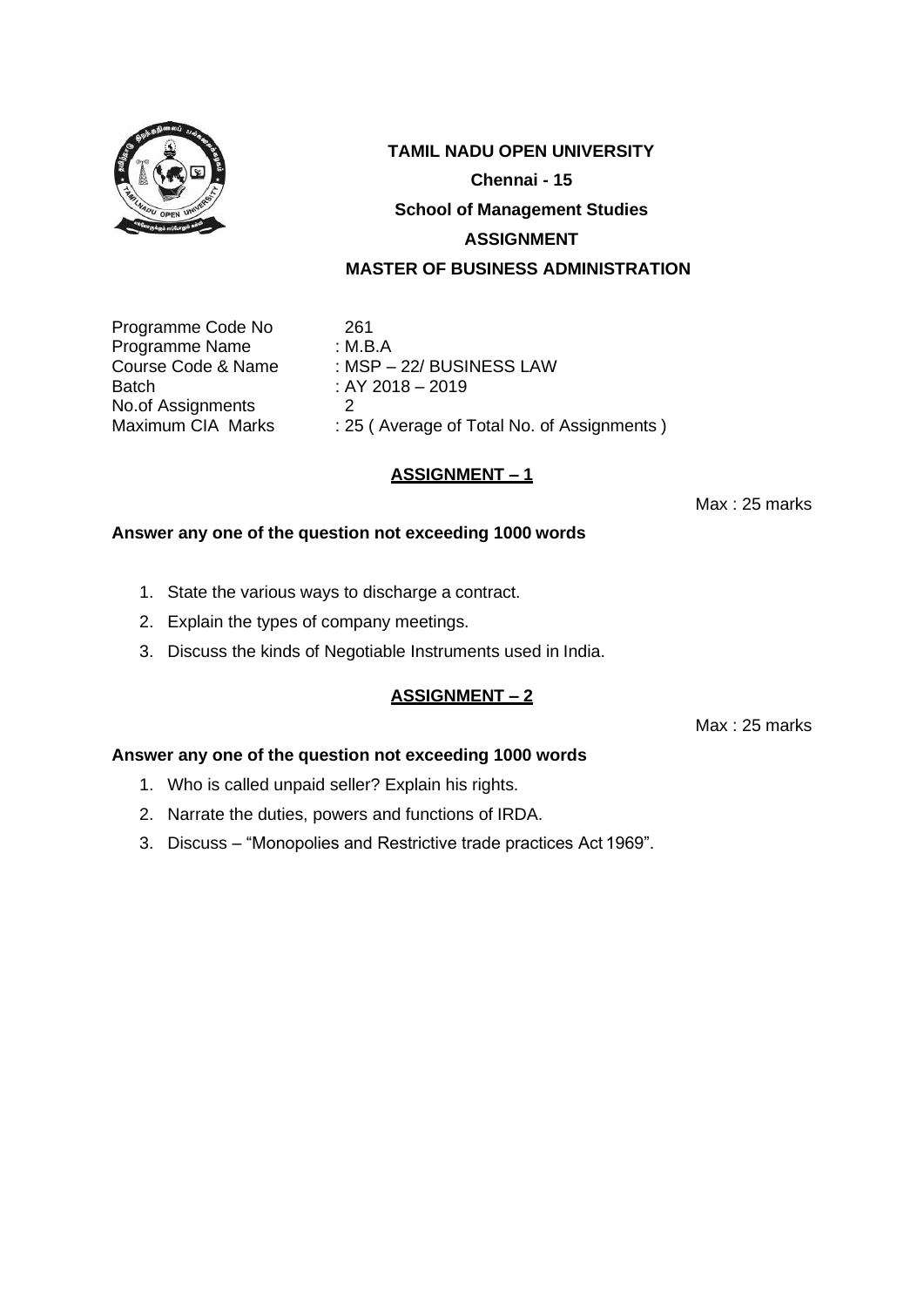**TAMIL NADU OPEN UNIVERSITY**

**Chennai - 15**

**School of Management Studies**

**ASSIGNMENT**

**MASTER OF BUSINESS ADMINISTRATION**

Programme Code No 261
Programme Name : M.B.A
Course Code & Name : MSP – 22/ BUSINESS LAW
Batch : AY 2018 – 2019
No.of Assignments 2
Maximum CIA Marks : 25 ( Average of Total No. of Assignments )

## ASSIGNMENT – 1

Max : 25 marks

**Answer any one of the question not exceeding 1000 words**

1. State the various ways to discharge a contract.
2. Explain the types of company meetings.
3. Discuss the kinds of Negotiable Instruments used in India.

## ASSIGNMENT – 2

Max : 25 marks

**Answer any one of the question not exceeding 1000 words**

1. Who is called unpaid seller? Explain his rights.
2. Narrate the duties, powers and functions of IRDA.
3. Discuss – "Monopolies and Restrictive trade practices Act 1969".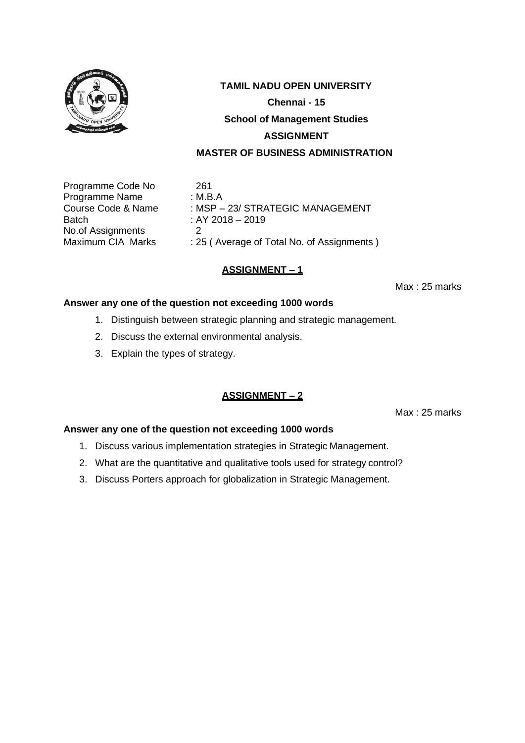**TAMIL NADU OPEN UNIVERSITY**

**Chennai - 15**

**School of Management Studies**

**ASSIGNMENT**

**MASTER OF BUSINESS ADMINISTRATION**

| | |
|---|---|
| Programme Code No | 261 |
| Programme Name | : M.B.A |
| Course Code & Name | : MSP – 23/ STRATEGIC MANAGEMENT |
| Batch | : AY 2018 – 2019 |
| No.of Assignments | 2 |
| Maximum CIA Marks | : 25 ( Average of Total No. of Assignments ) |

## ASSIGNMENT – 1

Max : 25 marks

**Answer any one of the question not exceeding 1000 words**

1. Distinguish between strategic planning and strategic management.
2. Discuss the external environmental analysis.
3. Explain the types of strategy.

## ASSIGNMENT – 2

Max : 25 marks

**Answer any one of the question not exceeding 1000 words**

1. Discuss various implementation strategies in Strategic Management.
2. What are the quantitative and qualitative tools used for strategy control?
3. Discuss Porters approach for globalization in Strategic Management.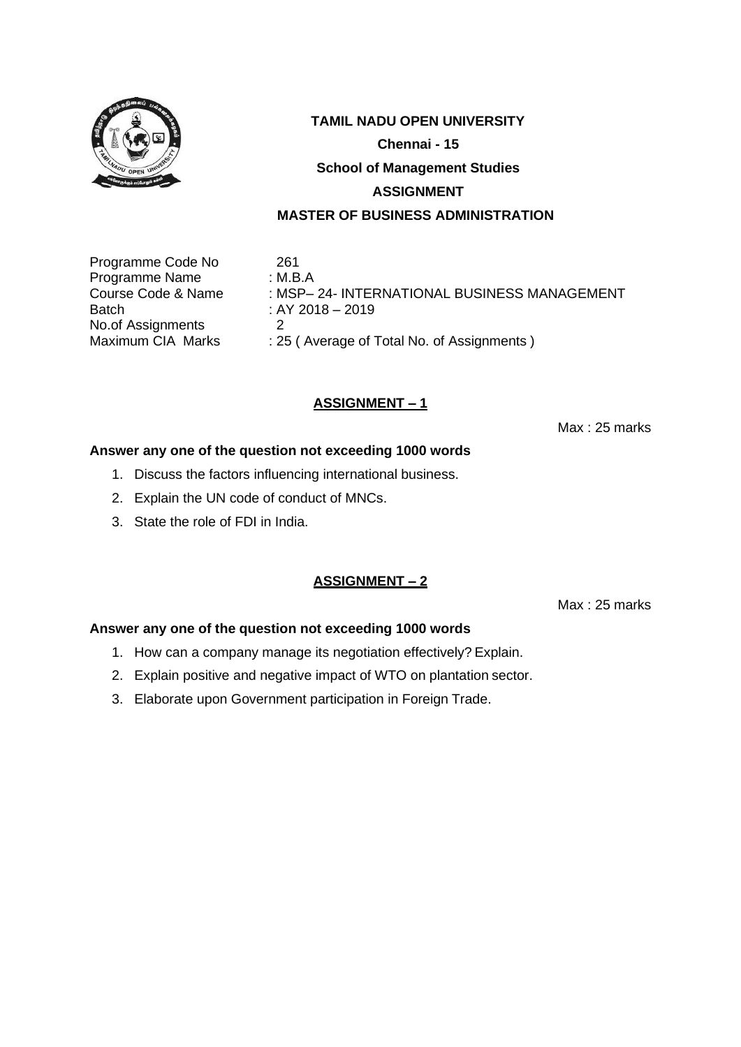**TAMIL NADU OPEN UNIVERSITY**

**Chennai - 15**

**School of Management Studies**

**ASSIGNMENT**

**MASTER OF BUSINESS ADMINISTRATION**

| | |
|---|---|
| Programme Code No | 261 |
| Programme Name | : M.B.A |
| Course Code & Name | : MSP– 24- INTERNATIONAL BUSINESS MANAGEMENT |
| Batch | : AY 2018 – 2019 |
| No.of Assignments | 2 |
| Maximum CIA Marks | : 25 ( Average of Total No. of Assignments ) |

## ASSIGNMENT – 1

Max : 25 marks

**Answer any one of the question not exceeding 1000 words**

1. Discuss the factors influencing international business.
2. Explain the UN code of conduct of MNCs.
3. State the role of FDI in India.

## ASSIGNMENT – 2

Max : 25 marks

**Answer any one of the question not exceeding 1000 words**

1. How can a company manage its negotiation effectively? Explain.
2. Explain positive and negative impact of WTO on plantation sector.
3. Elaborate upon Government participation in Foreign Trade.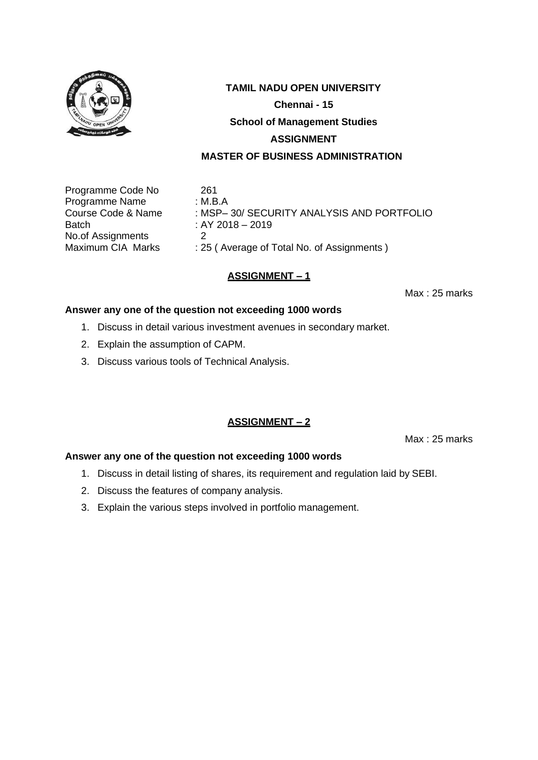**TAMIL NADU OPEN UNIVERSITY**

**Chennai - 15**

**School of Management Studies**

**ASSIGNMENT**

**MASTER OF BUSINESS ADMINISTRATION**

Programme Code No    261
Programme Name    : M.B.A
Course Code & Name    : MSP– 30/ SECURITY ANALYSIS AND PORTFOLIO
Batch    : AY 2018 – 2019
No.of Assignments    2
Maximum CIA Marks    : 25 ( Average of Total No. of Assignments )

## ASSIGNMENT – 1

Max : 25 marks

**Answer any one of the question not exceeding 1000 words**

1. Discuss in detail various investment avenues in secondary market.
2. Explain the assumption of CAPM.
3. Discuss various tools of Technical Analysis.

## ASSIGNMENT – 2

Max : 25 marks

**Answer any one of the question not exceeding 1000 words**

1. Discuss in detail listing of shares, its requirement and regulation laid by SEBI.
2. Discuss the features of company analysis.
3. Explain the various steps involved in portfolio management.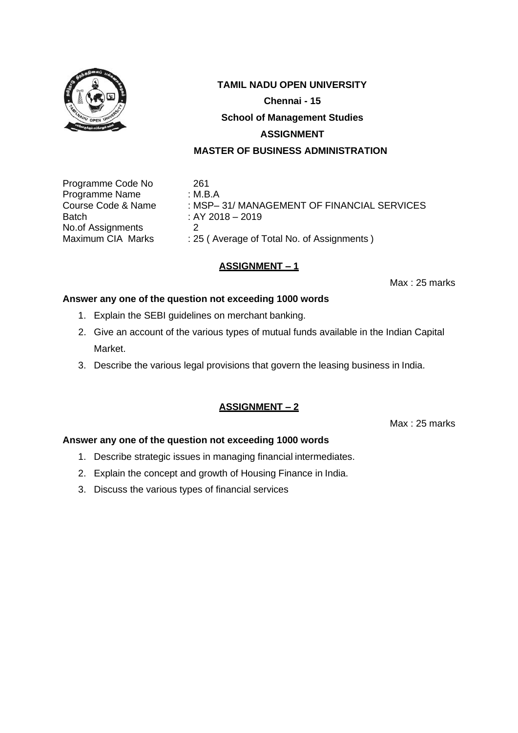**TAMIL NADU OPEN UNIVERSITY**

**Chennai - 15**

**School of Management Studies**

**ASSIGNMENT**

**MASTER OF BUSINESS ADMINISTRATION**

| | |
|---|---|
| Programme Code No | 261 |
| Programme Name | : M.B.A |
| Course Code & Name | : MSP– 31/ MANAGEMENT OF FINANCIAL SERVICES |
| Batch | : AY 2018 – 2019 |
| No.of Assignments | 2 |
| Maximum CIA Marks | : 25 ( Average of Total No. of Assignments ) |

## ASSIGNMENT – 1

Max : 25 marks

**Answer any one of the question not exceeding 1000 words**

1. Explain the SEBI guidelines on merchant banking.
2. Give an account of the various types of mutual funds available in the Indian Capital Market.
3. Describe the various legal provisions that govern the leasing business in India.

## ASSIGNMENT – 2

Max : 25 marks

**Answer any one of the question not exceeding 1000 words**

1. Describe strategic issues in managing financial intermediates.
2. Explain the concept and growth of Housing Finance in India.
3. Discuss the various types of financial services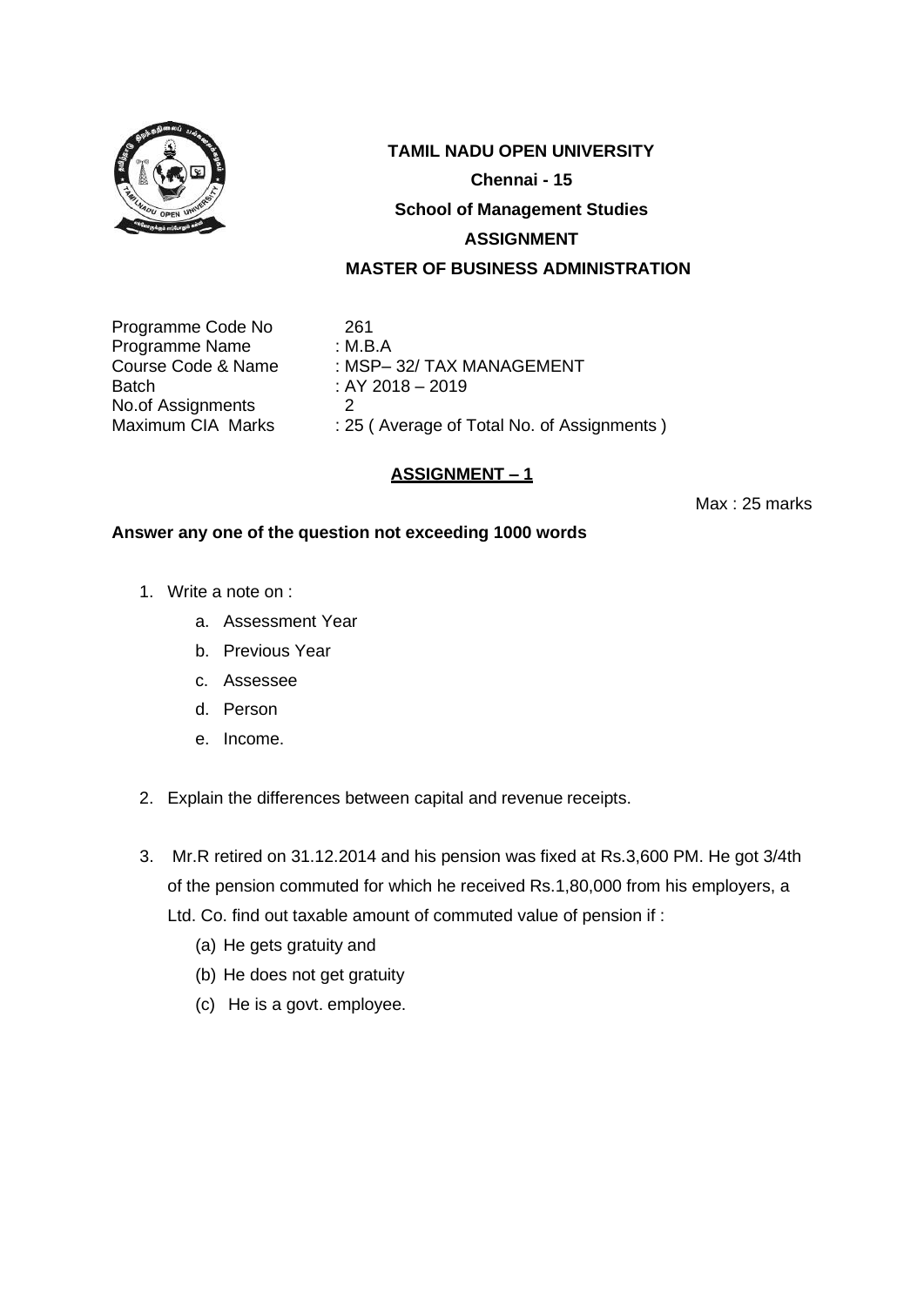**TAMIL NADU OPEN UNIVERSITY**

**Chennai - 15**

**School of Management Studies**

**ASSIGNMENT**

**MASTER OF BUSINESS ADMINISTRATION**

Programme Code No 261
Programme Name : M.B.A
Course Code & Name : MSP– 32/ TAX MANAGEMENT
Batch : AY 2018 – 2019
No.of Assignments 2
Maximum CIA Marks : 25 ( Average of Total No. of Assignments )

## ASSIGNMENT – 1

Max : 25 marks

**Answer any one of the question not exceeding 1000 words**

1. Write a note on :
   a. Assessment Year
   b. Previous Year
   c. Assessee
   d. Person
   e. Income.

2. Explain the differences between capital and revenue receipts.

3. Mr.R retired on 31.12.2014 and his pension was fixed at Rs.3,600 PM. He got 3/4th of the pension commuted for which he received Rs.1,80,000 from his employers, a Ltd. Co. find out taxable amount of commuted value of pension if :
   (a) He gets gratuity and
   (b) He does not get gratuity
   (c) He is a govt. employee.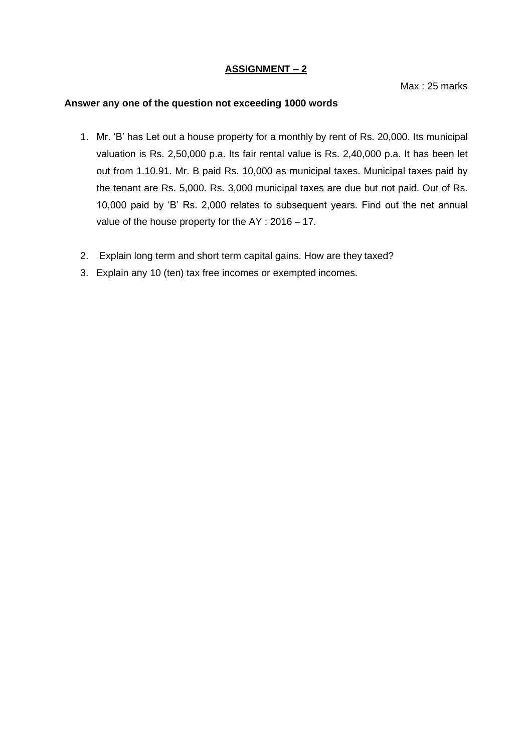## ASSIGNMENT – 2

Max : 25 marks

**Answer any one of the question not exceeding 1000 words**

1. Mr. 'B' has Let out a house property for a monthly by rent of Rs. 20,000. Its municipal valuation is Rs. 2,50,000 p.a. Its fair rental value is Rs. 2,40,000 p.a. It has been let out from 1.10.91. Mr. B paid Rs. 10,000 as municipal taxes. Municipal taxes paid by the tenant are Rs. 5,000. Rs. 3,000 municipal taxes are due but not paid. Out of Rs. 10,000 paid by 'B' Rs. 2,000 relates to subsequent years. Find out the net annual value of the house property for the AY : 2016 – 17.

2. Explain long term and short term capital gains. How are they taxed?

3. Explain any 10 (ten) tax free incomes or exempted incomes.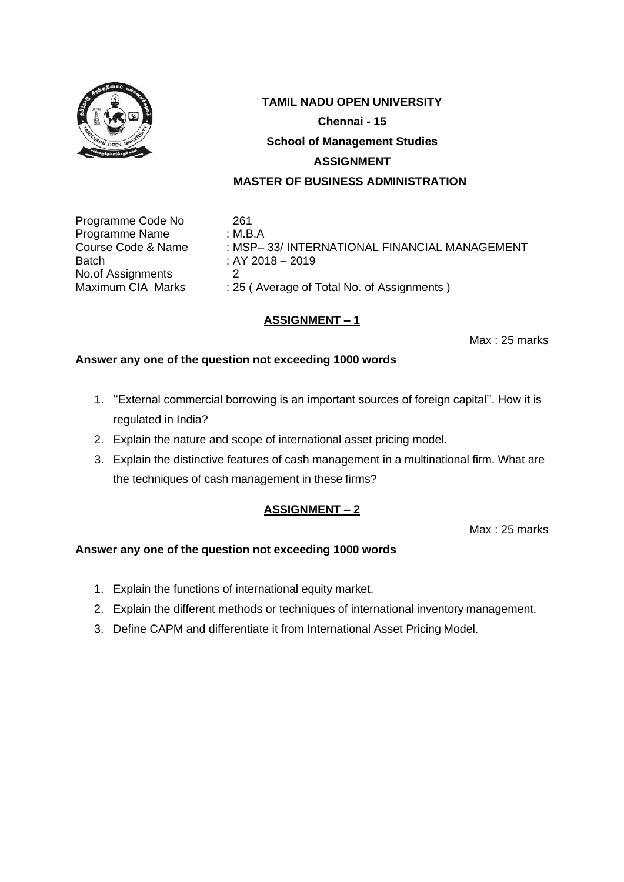**TAMIL NADU OPEN UNIVERSITY**

**Chennai - 15**

**School of Management Studies**

**ASSIGNMENT**

**MASTER OF BUSINESS ADMINISTRATION**

Programme Code No 261
Programme Name : M.B.A
Course Code & Name : MSP– 33/ INTERNATIONAL FINANCIAL MANAGEMENT
Batch : AY 2018 – 2019
No.of Assignments 2
Maximum CIA Marks : 25 ( Average of Total No. of Assignments )

## ASSIGNMENT – 1

Max : 25 marks

**Answer any one of the question not exceeding 1000 words**

1. ''External commercial borrowing is an important sources of foreign capital''. How it is regulated in India?
2. Explain the nature and scope of international asset pricing model.
3. Explain the distinctive features of cash management in a multinational firm. What are the techniques of cash management in these firms?

## ASSIGNMENT – 2

Max : 25 marks

**Answer any one of the question not exceeding 1000 words**

1. Explain the functions of international equity market.
2. Explain the different methods or techniques of international inventory management.
3. Define CAPM and differentiate it from International Asset Pricing Model.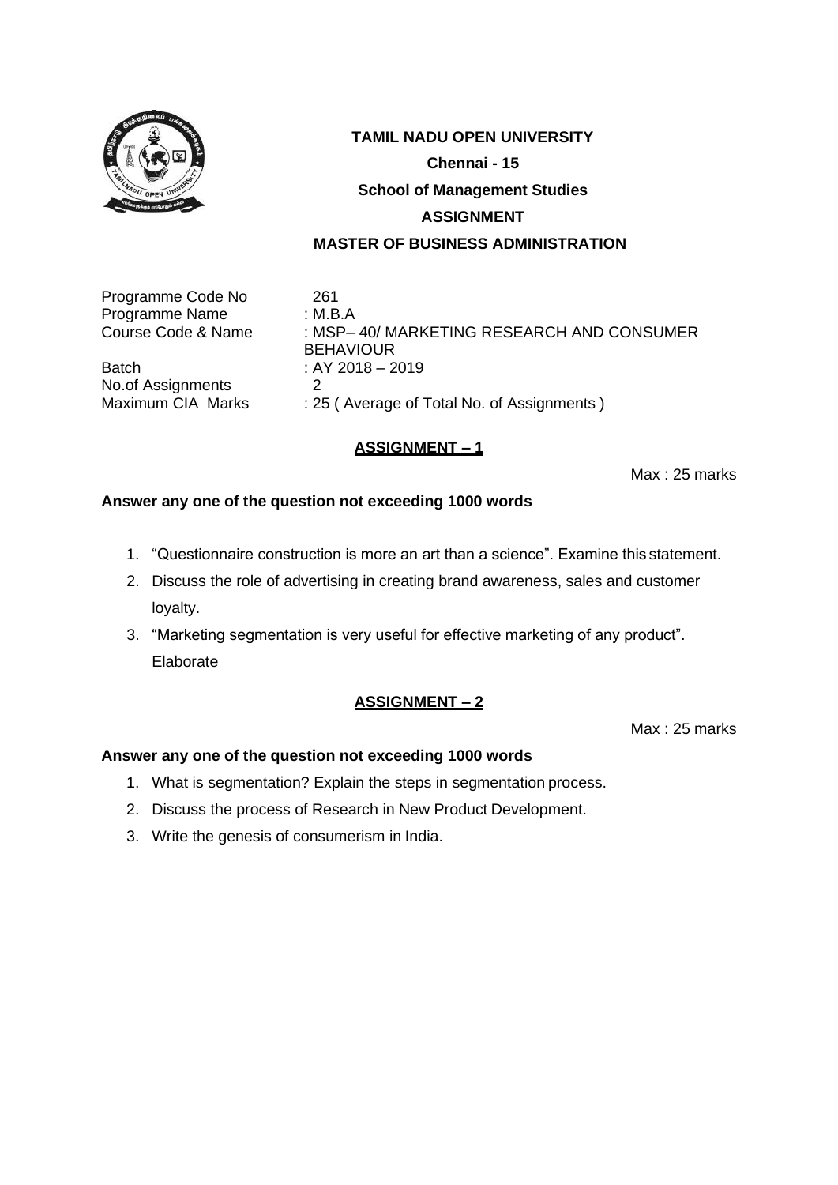**TAMIL NADU OPEN UNIVERSITY**

**Chennai - 15**

**School of Management Studies**

**ASSIGNMENT**

**MASTER OF BUSINESS ADMINISTRATION**

| | |
|---|---|
| Programme Code No | 261 |
| Programme Name | : M.B.A |
| Course Code & Name | : MSP– 40/ MARKETING RESEARCH AND CONSUMER BEHAVIOUR |
| Batch | : AY 2018 – 2019 |
| No.of Assignments | 2 |
| Maximum CIA Marks | : 25 ( Average of Total No. of Assignments ) |

## ASSIGNMENT – 1

Max : 25 marks

**Answer any one of the question not exceeding 1000 words**

1. "Questionnaire construction is more an art than a science". Examine this statement.
2. Discuss the role of advertising in creating brand awareness, sales and customer loyalty.
3. "Marketing segmentation is very useful for effective marketing of any product". Elaborate

## ASSIGNMENT – 2

Max : 25 marks

**Answer any one of the question not exceeding 1000 words**

1. What is segmentation? Explain the steps in segmentation process.
2. Discuss the process of Research in New Product Development.
3. Write the genesis of consumerism in India.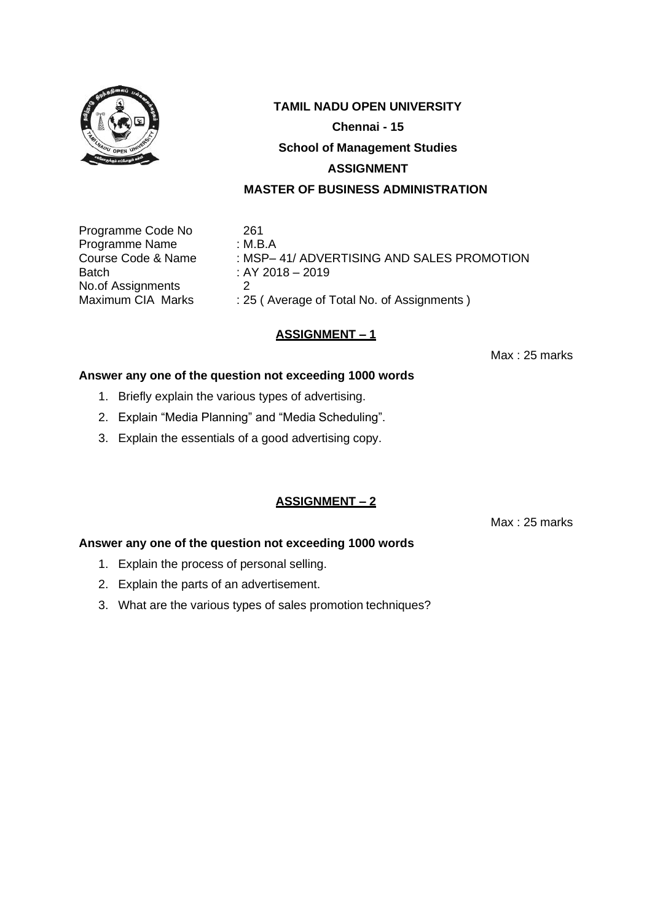**TAMIL NADU OPEN UNIVERSITY**

**Chennai - 15**

**School of Management Studies**

**ASSIGNMENT**

**MASTER OF BUSINESS ADMINISTRATION**

| | |
|---|---|
| Programme Code No | 261 |
| Programme Name | : M.B.A |
| Course Code & Name | : MSP– 41/ ADVERTISING AND SALES PROMOTION |
| Batch | : AY 2018 – 2019 |
| No.of Assignments | 2 |
| Maximum CIA Marks | : 25 ( Average of Total No. of Assignments ) |

## ASSIGNMENT – 1

Max : 25 marks

**Answer any one of the question not exceeding 1000 words**

1. Briefly explain the various types of advertising.
2. Explain “Media Planning” and “Media Scheduling”.
3. Explain the essentials of a good advertising copy.

## ASSIGNMENT – 2

Max : 25 marks

**Answer any one of the question not exceeding 1000 words**

1. Explain the process of personal selling.
2. Explain the parts of an advertisement.
3. What are the various types of sales promotion techniques?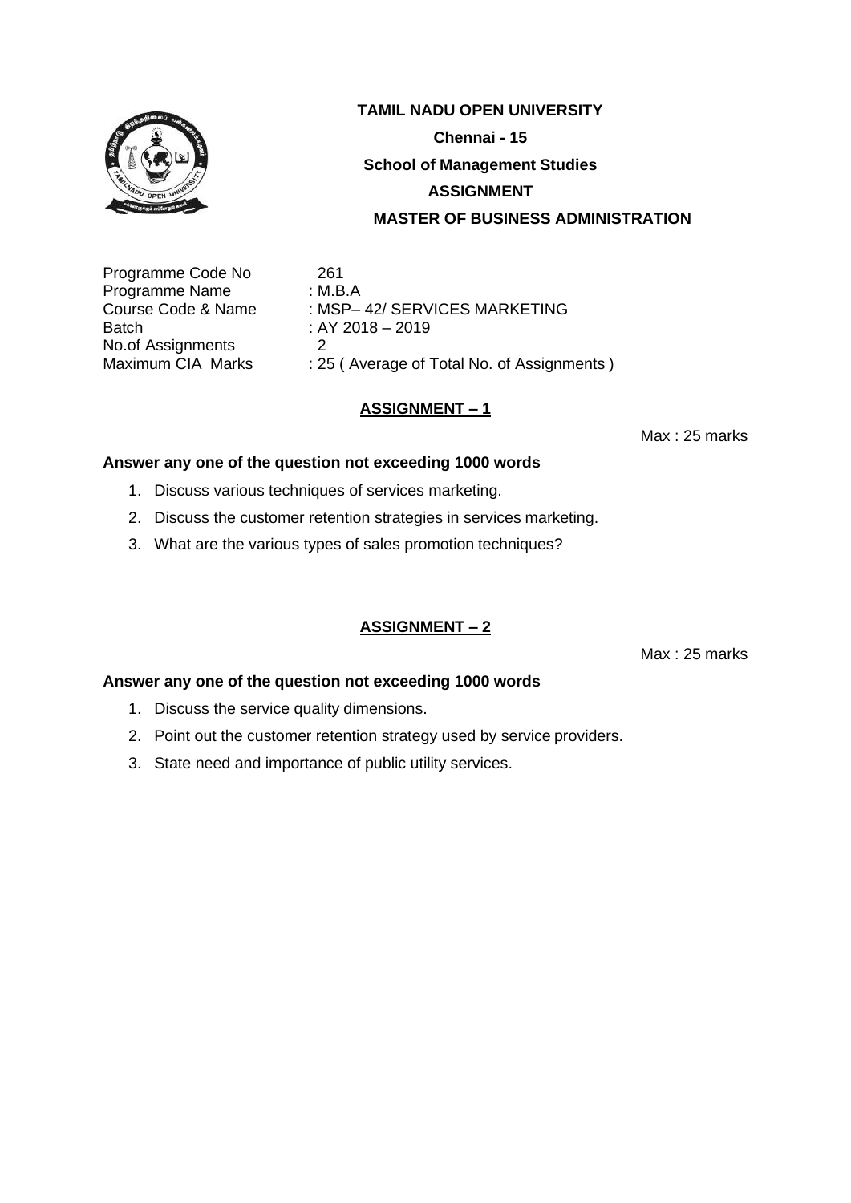**TAMIL NADU OPEN UNIVERSITY**

**Chennai - 15**

**School of Management Studies**

**ASSIGNMENT**

**MASTER OF BUSINESS ADMINISTRATION**

| | |
|---|---|
| Programme Code No | 261 |
| Programme Name | : M.B.A |
| Course Code & Name | : MSP– 42/ SERVICES MARKETING |
| Batch | : AY 2018 – 2019 |
| No.of Assignments | 2 |
| Maximum CIA Marks | : 25 ( Average of Total No. of Assignments ) |

## ASSIGNMENT – 1

Max : 25 marks

**Answer any one of the question not exceeding 1000 words**

1. Discuss various techniques of services marketing.
2. Discuss the customer retention strategies in services marketing.
3. What are the various types of sales promotion techniques?

## ASSIGNMENT – 2

Max : 25 marks

**Answer any one of the question not exceeding 1000 words**

1. Discuss the service quality dimensions.
2. Point out the customer retention strategy used by service providers.
3. State need and importance of public utility services.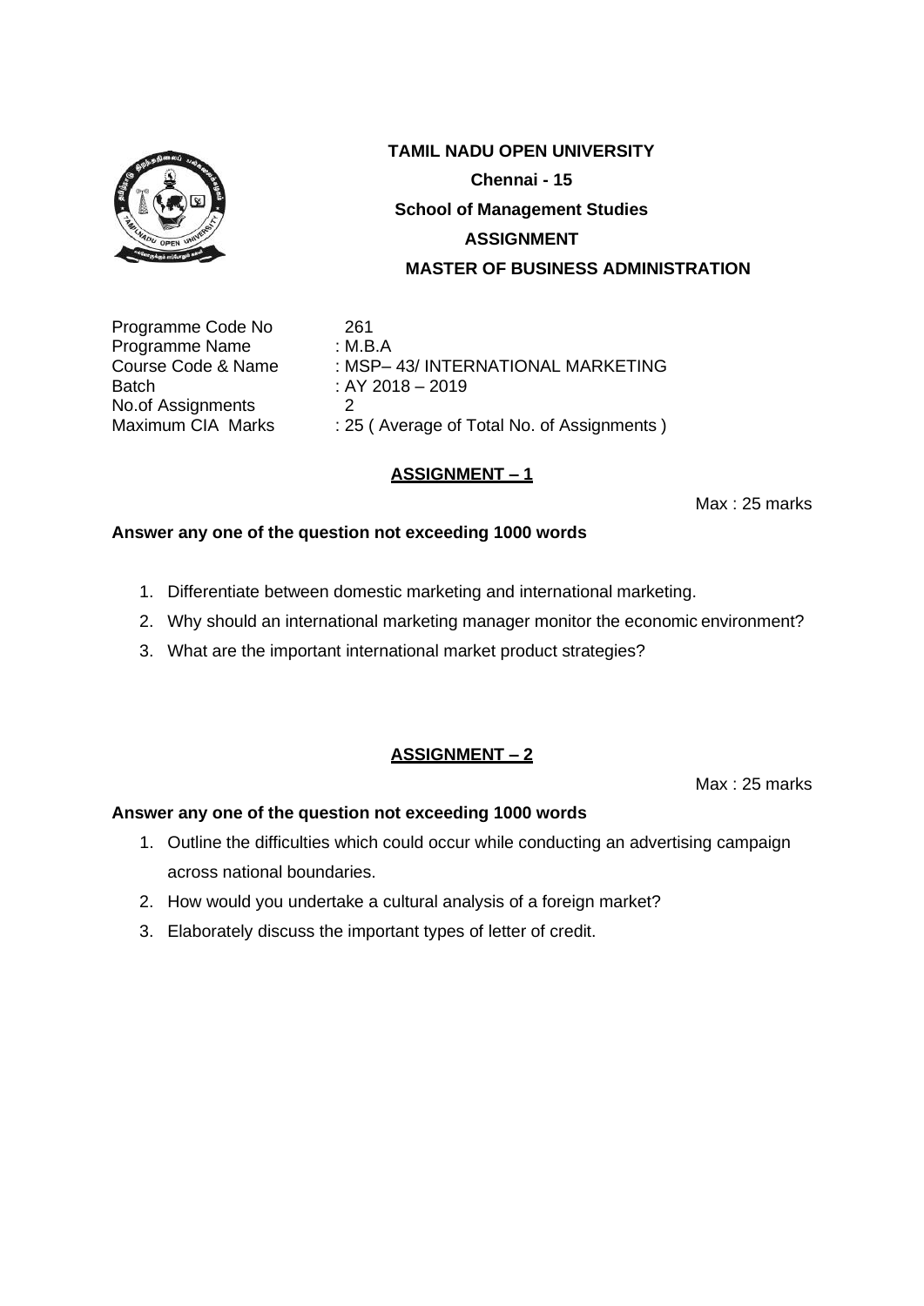**TAMIL NADU OPEN UNIVERSITY**

**Chennai - 15**

**School of Management Studies**

**ASSIGNMENT**

**MASTER OF BUSINESS ADMINISTRATION**

Programme Code No    261
Programme Name    : M.B.A
Course Code & Name    : MSP– 43/ INTERNATIONAL MARKETING
Batch    : AY 2018 – 2019
No.of Assignments    2
Maximum CIA Marks    : 25 ( Average of Total No. of Assignments )

## ASSIGNMENT – 1

Max : 25 marks

**Answer any one of the question not exceeding 1000 words**

1. Differentiate between domestic marketing and international marketing.
2. Why should an international marketing manager monitor the economic environment?
3. What are the important international market product strategies?

## ASSIGNMENT – 2

Max : 25 marks

**Answer any one of the question not exceeding 1000 words**

1. Outline the difficulties which could occur while conducting an advertising campaign across national boundaries.
2. How would you undertake a cultural analysis of a foreign market?
3. Elaborately discuss the important types of letter of credit.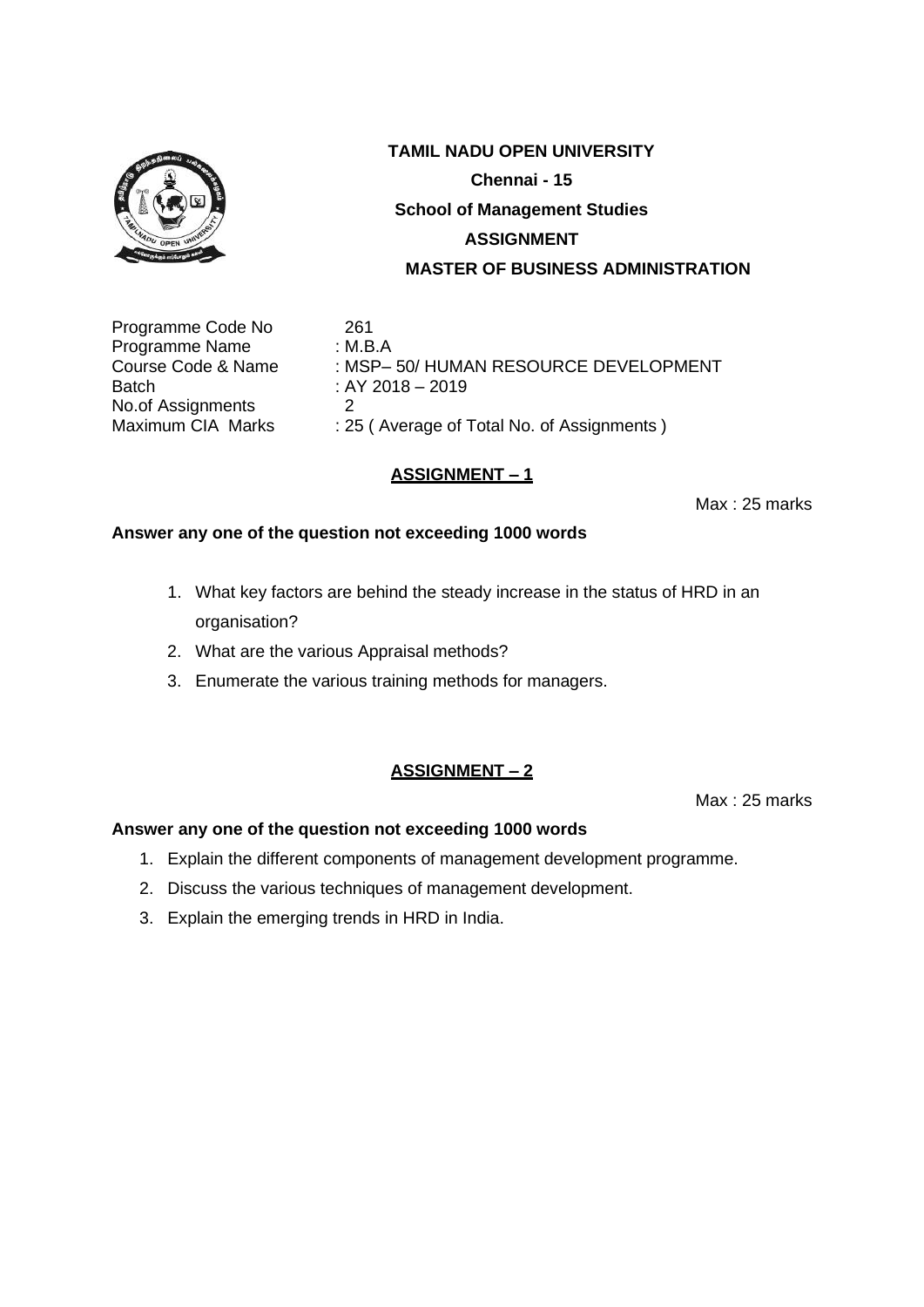**TAMIL NADU OPEN UNIVERSITY**

**Chennai - 15**

**School of Management Studies**

**ASSIGNMENT**

**MASTER OF BUSINESS ADMINISTRATION**

| | |
|---|---|
| Programme Code No | 261 |
| Programme Name | : M.B.A |
| Course Code & Name | : MSP– 50/ HUMAN RESOURCE DEVELOPMENT |
| Batch | : AY 2018 – 2019 |
| No.of Assignments | 2 |
| Maximum CIA Marks | : 25 ( Average of Total No. of Assignments ) |

## ASSIGNMENT – 1

Max : 25 marks

**Answer any one of the question not exceeding 1000 words**

1. What key factors are behind the steady increase in the status of HRD in an organisation?
2. What are the various Appraisal methods?
3. Enumerate the various training methods for managers.

## ASSIGNMENT – 2

Max : 25 marks

**Answer any one of the question not exceeding 1000 words**

1. Explain the different components of management development programme.
2. Discuss the various techniques of management development.
3. Explain the emerging trends in HRD in India.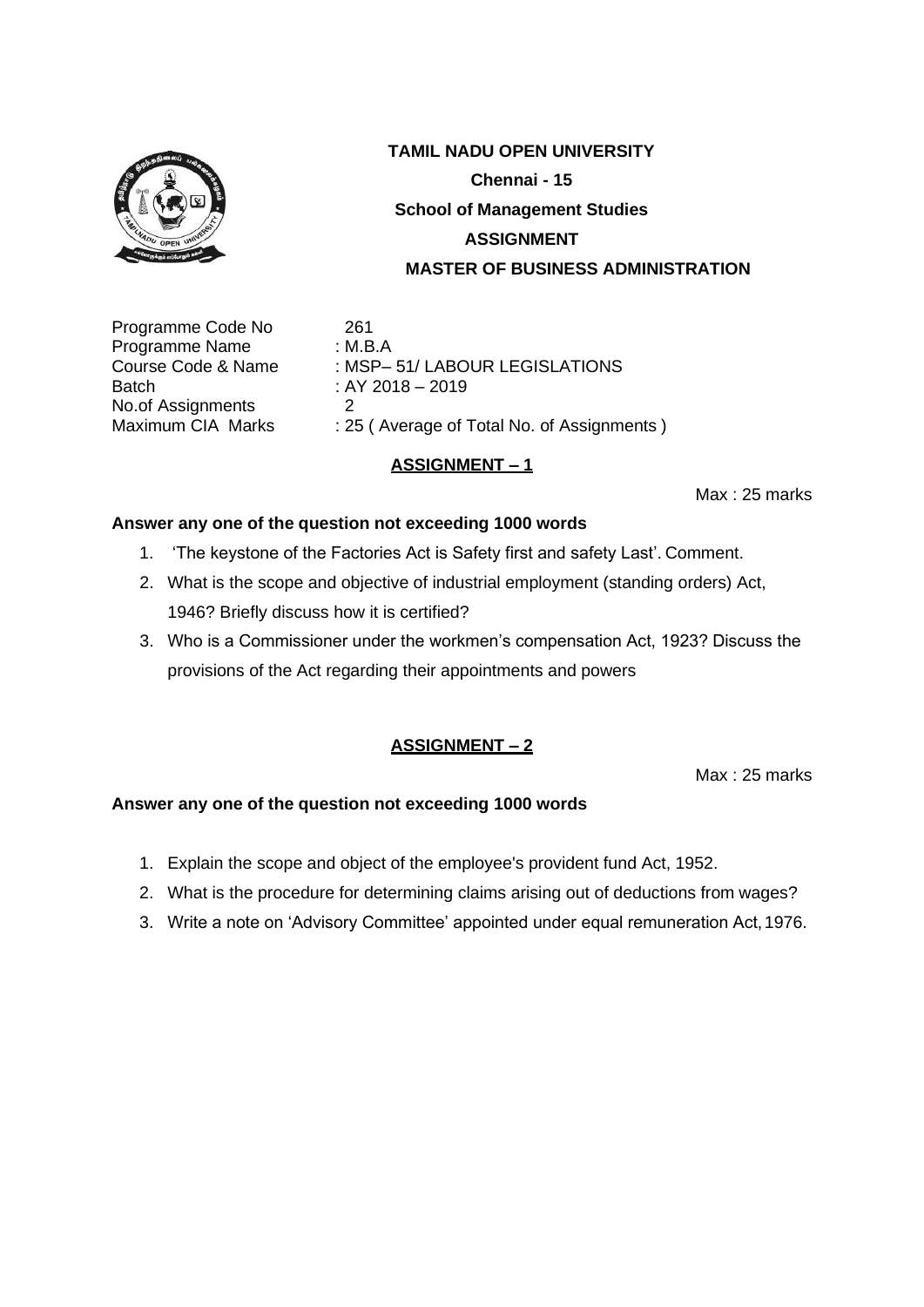# TAMIL NADU OPEN UNIVERSITY

**Chennai - 15**

**School of Management Studies**

**ASSIGNMENT**

**MASTER OF BUSINESS ADMINISTRATION**

Programme Code No 261
Programme Name : M.B.A
Course Code & Name : MSP– 51/ LABOUR LEGISLATIONS
Batch : AY 2018 – 2019
No.of Assignments 2
Maximum CIA Marks : 25 ( Average of Total No. of Assignments )

## ASSIGNMENT – 1

Max : 25 marks

**Answer any one of the question not exceeding 1000 words**

1. 'The keystone of the Factories Act is Safety first and safety Last'. Comment.
2. What is the scope and objective of industrial employment (standing orders) Act, 1946? Briefly discuss how it is certified?
3. Who is a Commissioner under the workmen's compensation Act, 1923? Discuss the provisions of the Act regarding their appointments and powers

## ASSIGNMENT – 2

Max : 25 marks

**Answer any one of the question not exceeding 1000 words**

1. Explain the scope and object of the employee's provident fund Act, 1952.
2. What is the procedure for determining claims arising out of deductions from wages?
3. Write a note on 'Advisory Committee' appointed under equal remuneration Act, 1976.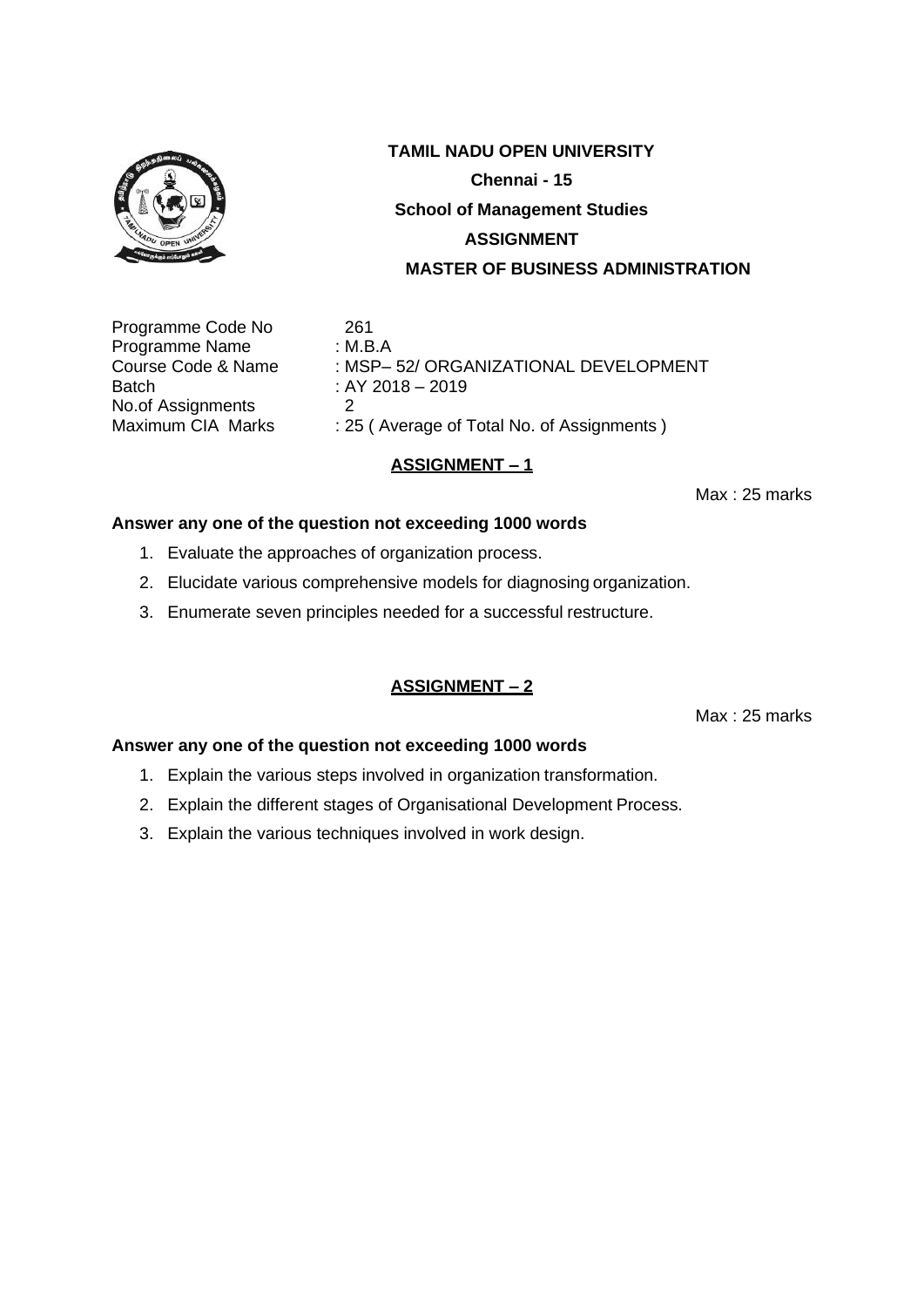**TAMIL NADU OPEN UNIVERSITY**

**Chennai - 15**

**School of Management Studies**

**ASSIGNMENT**

**MASTER OF BUSINESS ADMINISTRATION**

Programme Code No 261
Programme Name : M.B.A
Course Code & Name : MSP– 52/ ORGANIZATIONAL DEVELOPMENT
Batch : AY 2018 – 2019
No.of Assignments 2
Maximum CIA Marks : 25 ( Average of Total No. of Assignments )

## ASSIGNMENT – 1

Max : 25 marks

**Answer any one of the question not exceeding 1000 words**

1. Evaluate the approaches of organization process.
2. Elucidate various comprehensive models for diagnosing organization.
3. Enumerate seven principles needed for a successful restructure.

## ASSIGNMENT – 2

Max : 25 marks

**Answer any one of the question not exceeding 1000 words**

1. Explain the various steps involved in organization transformation.
2. Explain the different stages of Organisational Development Process.
3. Explain the various techniques involved in work design.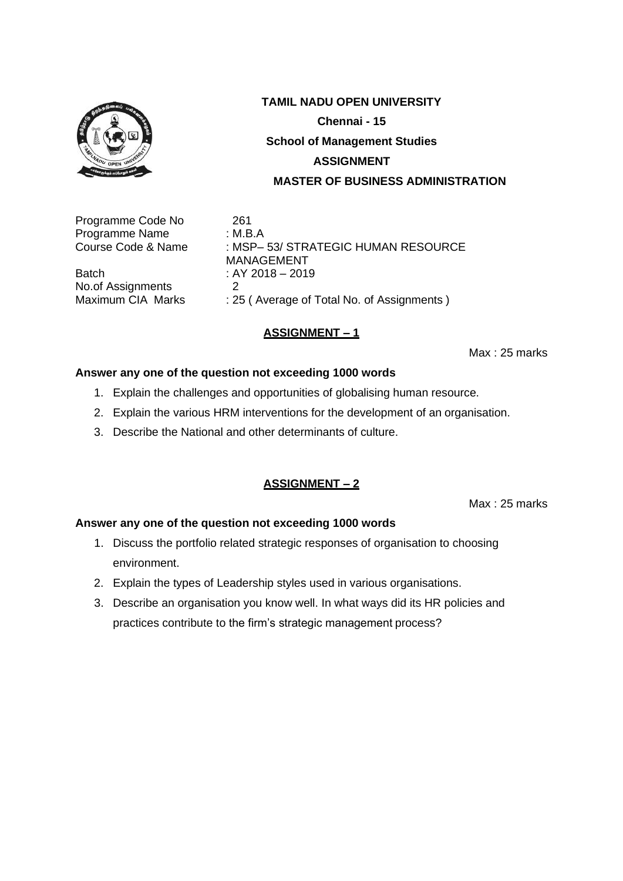**TAMIL NADU OPEN UNIVERSITY**

**Chennai - 15**

**School of Management Studies**

**ASSIGNMENT**

**MASTER OF BUSINESS ADMINISTRATION**

| | |
|---|---|
| Programme Code No | 261 |
| Programme Name | : M.B.A |
| Course Code & Name | : MSP– 53/ STRATEGIC HUMAN RESOURCE MANAGEMENT |
| Batch | : AY 2018 – 2019 |
| No.of Assignments | 2 |
| Maximum CIA Marks | : 25 ( Average of Total No. of Assignments ) |

## ASSIGNMENT – 1

Max : 25 marks

**Answer any one of the question not exceeding 1000 words**

1. Explain the challenges and opportunities of globalising human resource.
2. Explain the various HRM interventions for the development of an organisation.
3. Describe the National and other determinants of culture.

## ASSIGNMENT – 2

Max : 25 marks

**Answer any one of the question not exceeding 1000 words**

1. Discuss the portfolio related strategic responses of organisation to choosing environment.
2. Explain the types of Leadership styles used in various organisations.
3. Describe an organisation you know well. In what ways did its HR policies and practices contribute to the firm's strategic management process?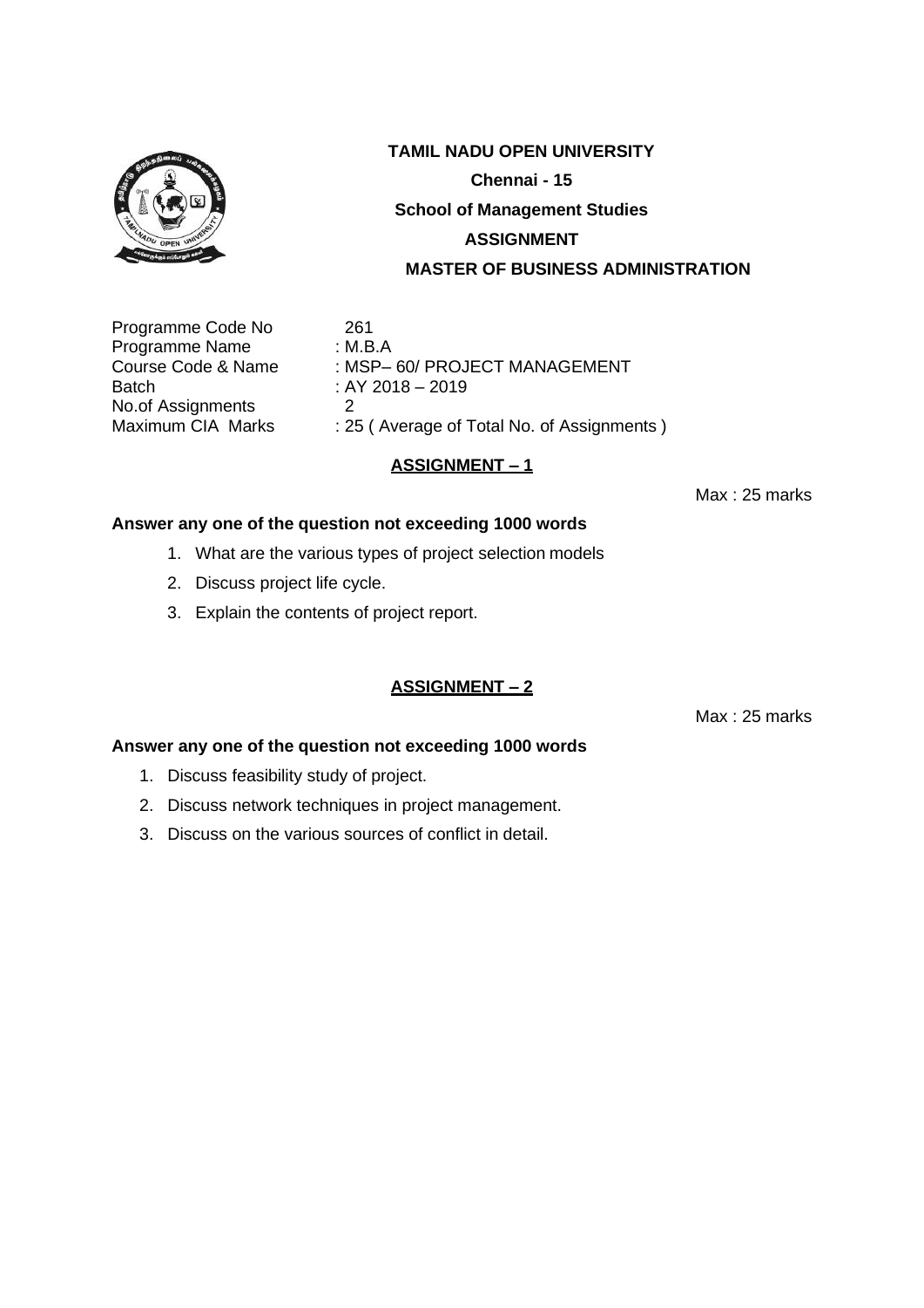**TAMIL NADU OPEN UNIVERSITY**

**Chennai - 15**

**School of Management Studies**

**ASSIGNMENT**

**MASTER OF BUSINESS ADMINISTRATION**

Programme Code No 261
Programme Name : M.B.A
Course Code & Name : MSP– 60/ PROJECT MANAGEMENT
Batch : AY 2018 – 2019
No.of Assignments 2
Maximum CIA Marks : 25 ( Average of Total No. of Assignments )

## ASSIGNMENT – 1

Max : 25 marks

**Answer any one of the question not exceeding 1000 words**

1. What are the various types of project selection models
2. Discuss project life cycle.
3. Explain the contents of project report.

## ASSIGNMENT – 2

Max : 25 marks

**Answer any one of the question not exceeding 1000 words**

1. Discuss feasibility study of project.
2. Discuss network techniques in project management.
3. Discuss on the various sources of conflict in detail.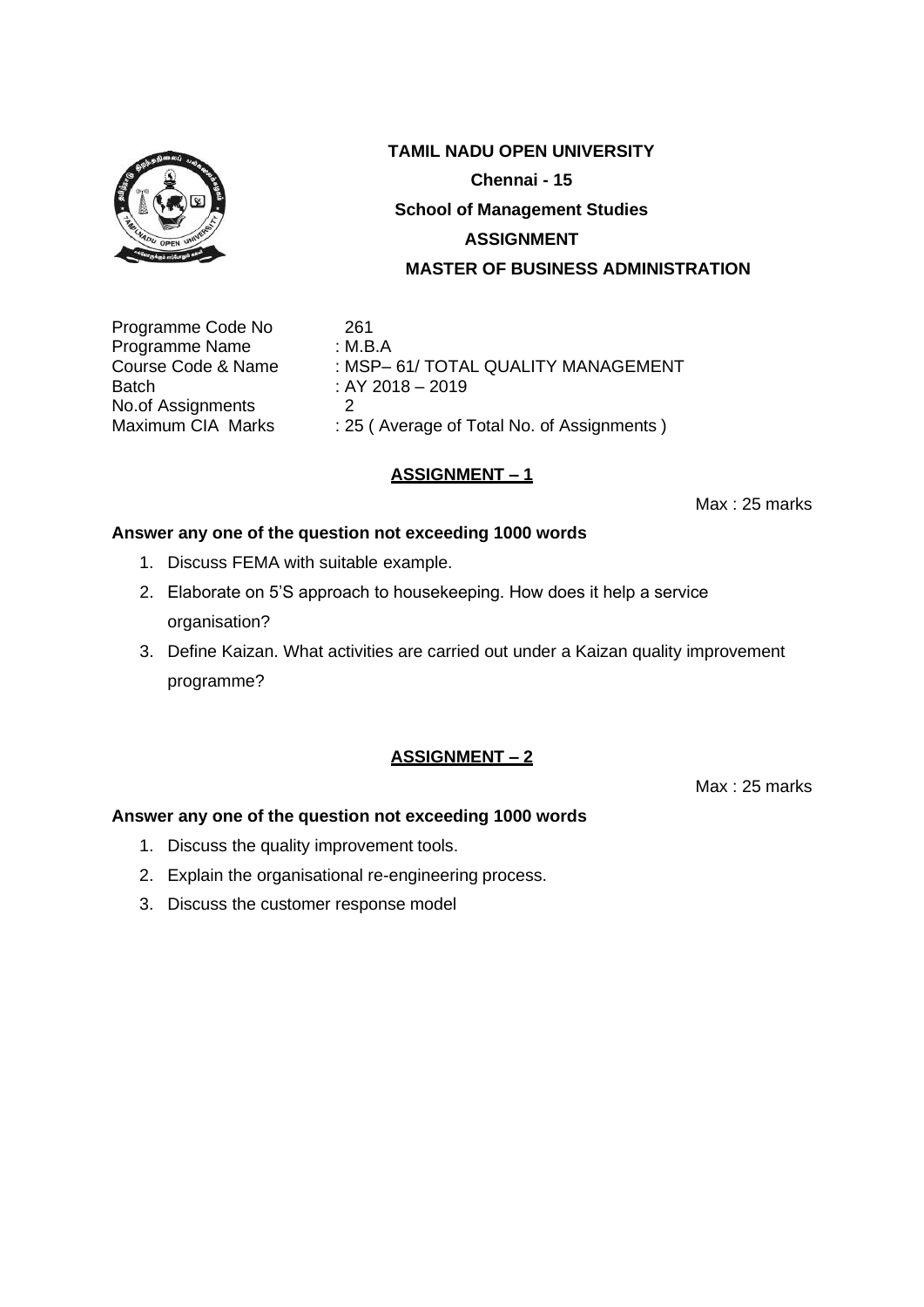**TAMIL NADU OPEN UNIVERSITY**

**Chennai - 15**

**School of Management Studies**

**ASSIGNMENT**

**MASTER OF BUSINESS ADMINISTRATION**

| | |
|---|---|
| Programme Code No | 261 |
| Programme Name | : M.B.A |
| Course Code & Name | : MSP– 61/ TOTAL QUALITY MANAGEMENT |
| Batch | : AY 2018 – 2019 |
| No.of Assignments | 2 |
| Maximum CIA Marks | : 25 ( Average of Total No. of Assignments ) |

## ASSIGNMENT – 1

Max : 25 marks

**Answer any one of the question not exceeding 1000 words**

1. Discuss FEMA with suitable example.
2. Elaborate on 5'S approach to housekeeping. How does it help a service organisation?
3. Define Kaizan. What activities are carried out under a Kaizan quality improvement programme?

## ASSIGNMENT – 2

Max : 25 marks

**Answer any one of the question not exceeding 1000 words**

1. Discuss the quality improvement tools.
2. Explain the organisational re-engineering process.
3. Discuss the customer response model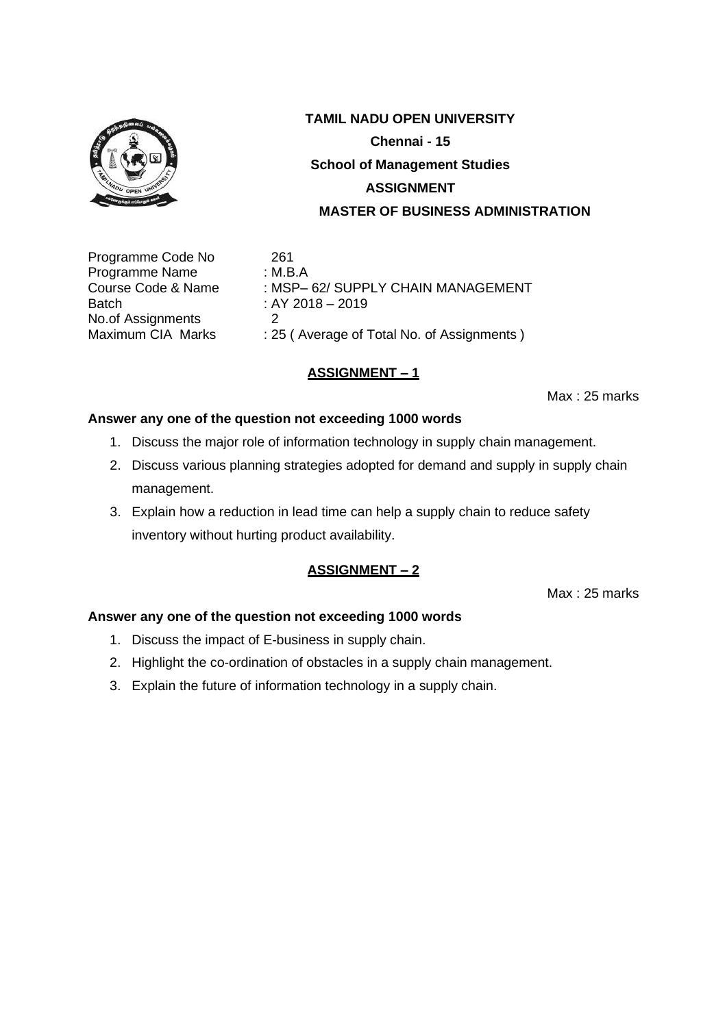# TAMIL NADU OPEN UNIVERSITY

**Chennai - 15**

**School of Management Studies**

**ASSIGNMENT**

**MASTER OF BUSINESS ADMINISTRATION**

Programme Code No 261
Programme Name : M.B.A
Course Code & Name : MSP– 62/ SUPPLY CHAIN MANAGEMENT
Batch : AY 2018 – 2019
No.of Assignments 2
Maximum CIA Marks : 25 ( Average of Total No. of Assignments )

## ASSIGNMENT – 1

Max : 25 marks

**Answer any one of the question not exceeding 1000 words**

1. Discuss the major role of information technology in supply chain management.
2. Discuss various planning strategies adopted for demand and supply in supply chain management.
3. Explain how a reduction in lead time can help a supply chain to reduce safety inventory without hurting product availability.

## ASSIGNMENT – 2

Max : 25 marks

**Answer any one of the question not exceeding 1000 words**

1. Discuss the impact of E-business in supply chain.
2. Highlight the co-ordination of obstacles in a supply chain management.
3. Explain the future of information technology in a supply chain.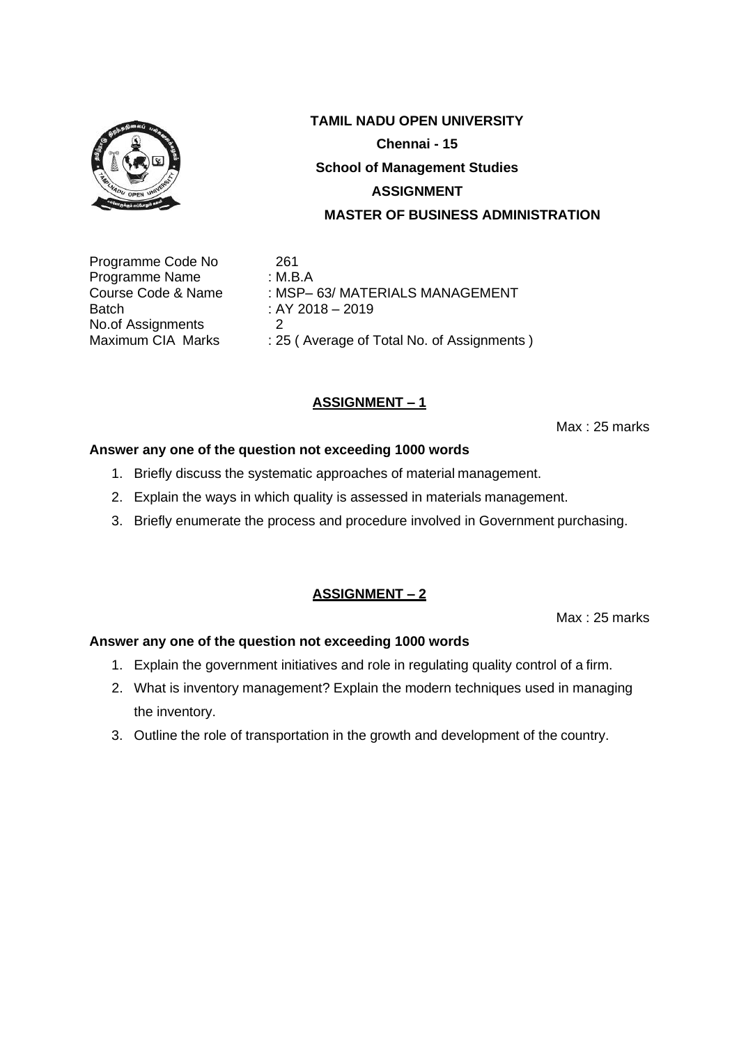**TAMIL NADU OPEN UNIVERSITY**

**Chennai - 15**

**School of Management Studies**

**ASSIGNMENT**

**MASTER OF BUSINESS ADMINISTRATION**

| | |
|---|---|
| Programme Code No | 261 |
| Programme Name | : M.B.A |
| Course Code & Name | : MSP– 63/ MATERIALS MANAGEMENT |
| Batch | : AY 2018 – 2019 |
| No.of Assignments | 2 |
| Maximum CIA Marks | : 25 ( Average of Total No. of Assignments ) |

## ASSIGNMENT – 1

Max : 25 marks

**Answer any one of the question not exceeding 1000 words**

1. Briefly discuss the systematic approaches of material management.
2. Explain the ways in which quality is assessed in materials management.
3. Briefly enumerate the process and procedure involved in Government purchasing.

## ASSIGNMENT – 2

Max : 25 marks

**Answer any one of the question not exceeding 1000 words**

1. Explain the government initiatives and role in regulating quality control of a firm.
2. What is inventory management? Explain the modern techniques used in managing the inventory.
3. Outline the role of transportation in the growth and development of the country.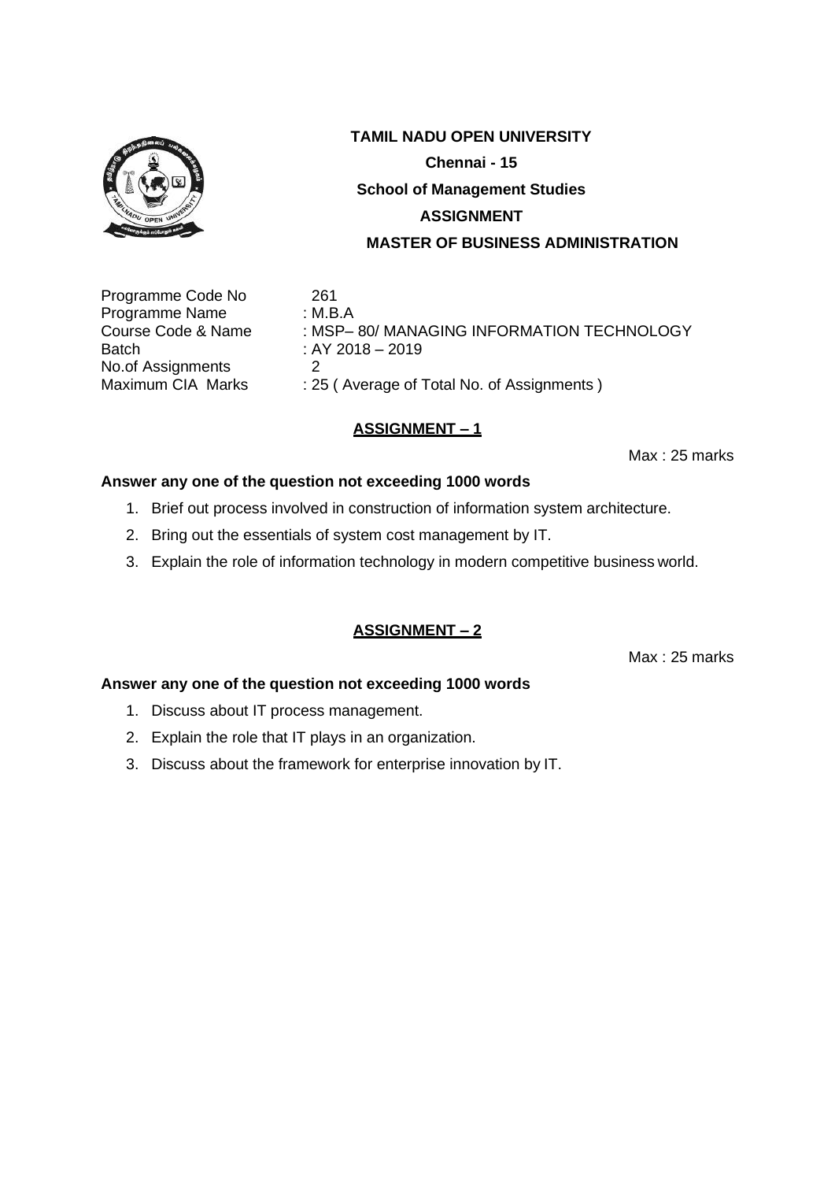**TAMIL NADU OPEN UNIVERSITY**

**Chennai - 15**

**School of Management Studies**

**ASSIGNMENT**

**MASTER OF BUSINESS ADMINISTRATION**

| | |
|---|---|
| Programme Code No | 261 |
| Programme Name | : M.B.A |
| Course Code & Name | : MSP– 80/ MANAGING INFORMATION TECHNOLOGY |
| Batch | : AY 2018 – 2019 |
| No.of Assignments | 2 |
| Maximum CIA Marks | : 25 ( Average of Total No. of Assignments ) |

## ASSIGNMENT – 1

Max : 25 marks

**Answer any one of the question not exceeding 1000 words**

1. Brief out process involved in construction of information system architecture.
2. Bring out the essentials of system cost management by IT.
3. Explain the role of information technology in modern competitive business world.

## ASSIGNMENT – 2

Max : 25 marks

**Answer any one of the question not exceeding 1000 words**

1. Discuss about IT process management.
2. Explain the role that IT plays in an organization.
3. Discuss about the framework for enterprise innovation by IT.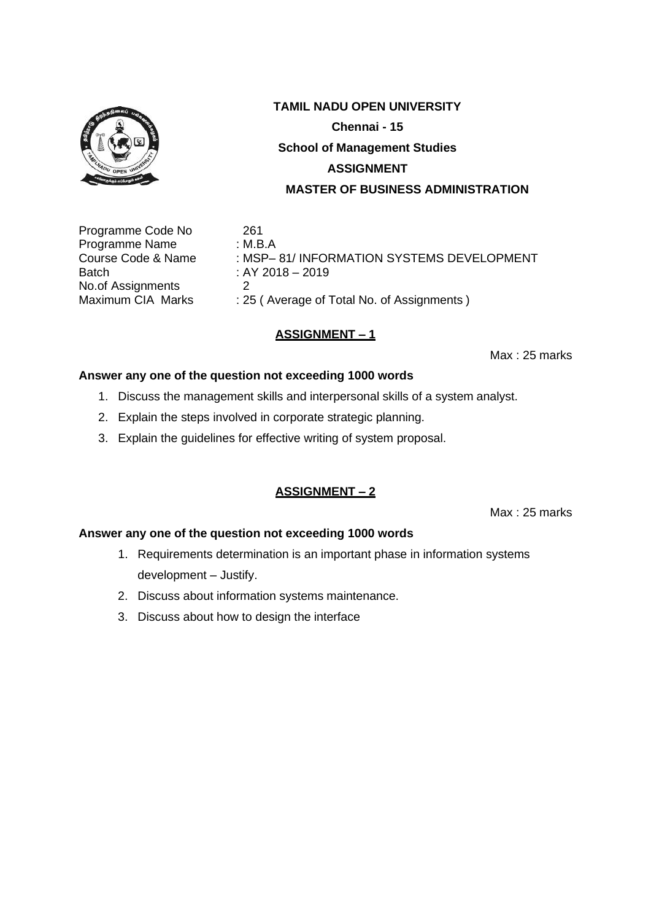**TAMIL NADU OPEN UNIVERSITY**

**Chennai - 15**

**School of Management Studies**

**ASSIGNMENT**

**MASTER OF BUSINESS ADMINISTRATION**

Programme Code No 261
Programme Name : M.B.A
Course Code & Name : MSP– 81/ INFORMATION SYSTEMS DEVELOPMENT
Batch : AY 2018 – 2019
No.of Assignments 2
Maximum CIA Marks : 25 ( Average of Total No. of Assignments )

## **ASSIGNMENT – 1**

Max : 25 marks

**Answer any one of the question not exceeding 1000 words**

1. Discuss the management skills and interpersonal skills of a system analyst.
2. Explain the steps involved in corporate strategic planning.
3. Explain the guidelines for effective writing of system proposal.

## **ASSIGNMENT – 2**

Max : 25 marks

**Answer any one of the question not exceeding 1000 words**

1. Requirements determination is an important phase in information systems development – Justify.
2. Discuss about information systems maintenance.
3. Discuss about how to design the interface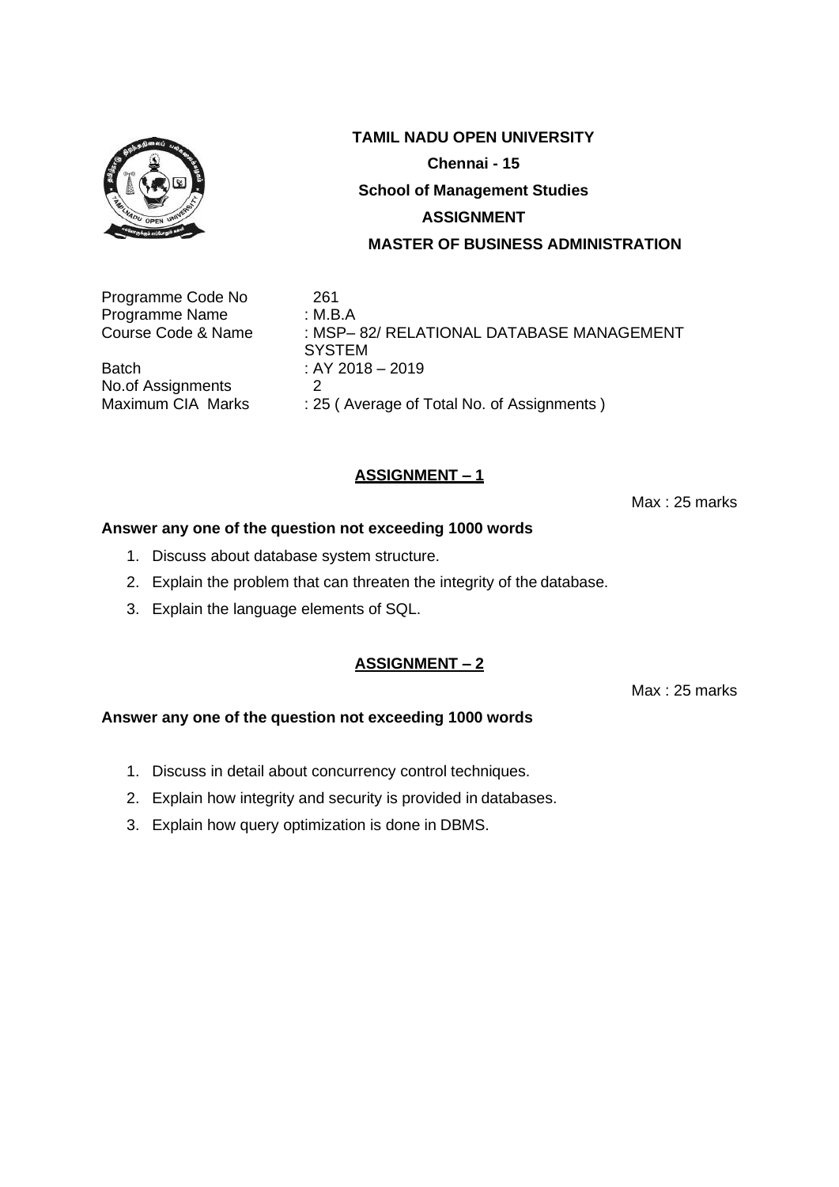**TAMIL NADU OPEN UNIVERSITY**

**Chennai - 15**

**School of Management Studies**

**ASSIGNMENT**

**MASTER OF BUSINESS ADMINISTRATION**

| | |
|---|---|
| Programme Code No | 261 |
| Programme Name | : M.B.A |
| Course Code & Name | : MSP– 82/ RELATIONAL DATABASE MANAGEMENT SYSTEM |
| Batch | : AY 2018 – 2019 |
| No.of Assignments | 2 |
| Maximum CIA Marks | : 25 ( Average of Total No. of Assignments ) |

## ASSIGNMENT – 1

Max : 25 marks

**Answer any one of the question not exceeding 1000 words**

1. Discuss about database system structure.
2. Explain the problem that can threaten the integrity of the database.
3. Explain the language elements of SQL.

## ASSIGNMENT – 2

Max : 25 marks

**Answer any one of the question not exceeding 1000 words**

1. Discuss in detail about concurrency control techniques.
2. Explain how integrity and security is provided in databases.
3. Explain how query optimization is done in DBMS.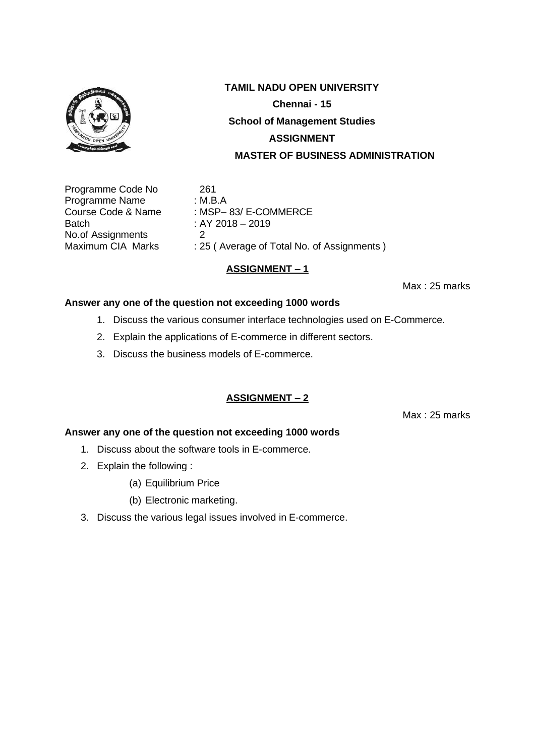**TAMIL NADU OPEN UNIVERSITY**

**Chennai - 15**

**School of Management Studies**

**ASSIGNMENT**

**MASTER OF BUSINESS ADMINISTRATION**

Programme Code No 261
Programme Name : M.B.A
Course Code & Name : MSP– 83/ E-COMMERCE
Batch : AY 2018 – 2019
No.of Assignments 2
Maximum CIA Marks : 25 ( Average of Total No. of Assignments )

## ASSIGNMENT – 1

Max : 25 marks

**Answer any one of the question not exceeding 1000 words**

1. Discuss the various consumer interface technologies used on E-Commerce.
2. Explain the applications of E-commerce in different sectors.
3. Discuss the business models of E-commerce.

## ASSIGNMENT – 2

Max : 25 marks

**Answer any one of the question not exceeding 1000 words**

1. Discuss about the software tools in E-commerce.
2. Explain the following :
   (a) Equilibrium Price
   (b) Electronic marketing.
3. Discuss the various legal issues involved in E-commerce.